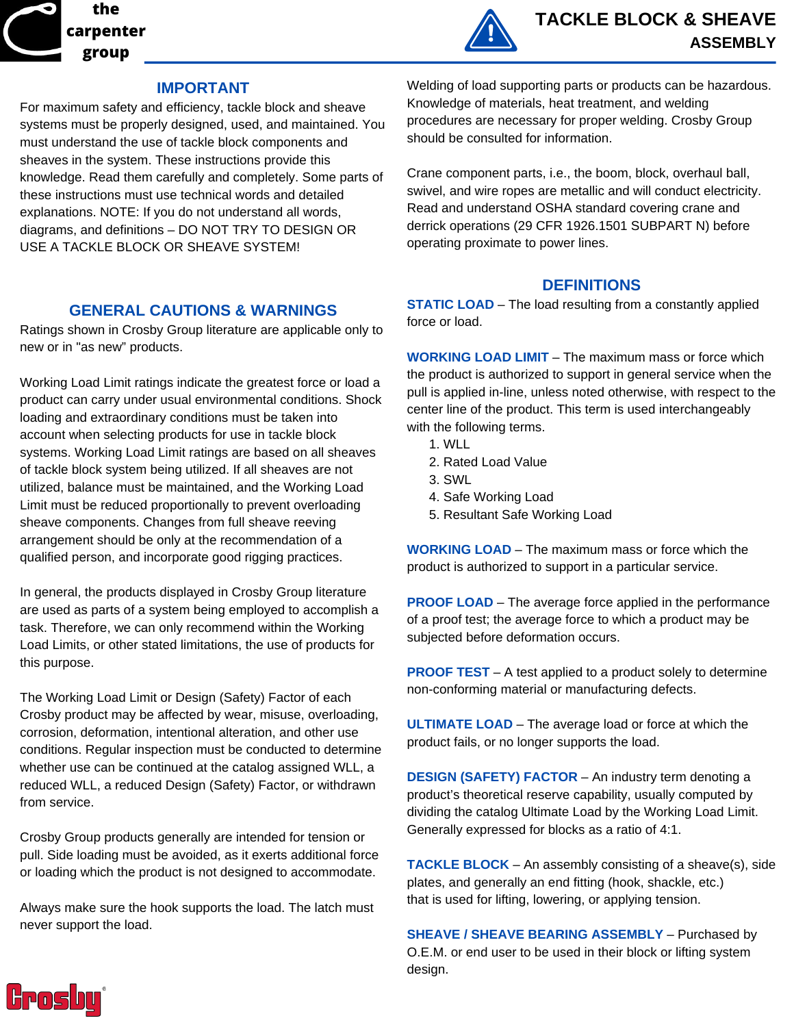# TACKLE BLOCK & SHEAVE ASSEMBLY

## IMPORTANT

For maximum safety and efficiency, tackle block and sheave systems must be properly designed, used, and maintained. You must understand the use of tackle block components and sheaves in the system. These instructions provide this knowledge. Read them carefully and completely. Some parts of these instructions must use technical words and detailed explanations. NOTE: If you do not understand all words, diagrams, and definitions – DO NOT TRY TO DESIGN OR USE A TACKLE BLOCK OR SHEAVE SYSTEM!

## GENERAL CAUTIONS & WARNINGS

Ratings shown in Crosby Group literature are applicable only to new or in "as new" products.

Working Load Limit ratings indicate the greatest force or load a product can carry under usual environmental conditions. Shock loading and extraordinary conditions must be taken into account when selecting products for use in tackle block systems. Working Load Limit ratings are based on all sheaves of tackle block system being utilized. If all sheaves are not utilized, balance must be maintained, and the Working Load Limit must be reduced proportionally to prevent overloading sheave components. Changes from full sheave reeving arrangement should be only at the recommendation of a qualified person, and incorporate good rigging practices.

In general, the products displayed in Crosby Group literature are used as parts of a system being employed to accomplish a task. Therefore, we can only recommend within the Working Load Limits, or other stated limitations, the use of products for this purpose.

The Working Load Limit or Design (Safety) Factor of each Crosby product may be affected by wear, misuse, overloading, corrosion, deformation, intentional alteration, and other use conditions. Regular inspection must be conducted to determine whether use can be continued at the catalog assigned WLL, a reduced WLL, a reduced Design (Safety) Factor, or withdrawn from service.

Crosby Group products generally are intended for tension or pull. Side loading must be avoided, as it exerts additional force or loading which the product is not designed to accommodate.

Always make sure the hook supports the load. The latch must never support the load.

Welding of load supporting parts or products can be hazardous. Knowledge of materials, heat treatment, and welding procedures are necessary for proper welding. Crosby Group should be consulted for information.

Crane component parts, i.e., the boom, block, overhaul ball, swivel, and wire ropes are metallic and will conduct electricity. Read and understand OSHA standard covering crane and derrick operations (29 CFR 1926.1501 SUBPART N) before operating proximate to power lines.

## DEFINITIONS

**STATIC LOAD** – The load resulting from a constantly applied force or load.

**WORKING LOAD LIMIT** – The maximum mass or force which the product is authorized to support in general service when the pull is applied in-line, unless noted otherwise, with respect to the center line of the product. This term is used interchangeably with the following terms.

1. WLL
2. Rated Load Value
3. SWL
4. Safe Working Load
5. Resultant Safe Working Load

**WORKING LOAD** – The maximum mass or force which the product is authorized to support in a particular service.

**PROOF LOAD** – The average force applied in the performance of a proof test; the average force to which a product may be subjected before deformation occurs.

**PROOF TEST** – A test applied to a product solely to determine non-conforming material or manufacturing defects.

**ULTIMATE LOAD** – The average load or force at which the product fails, or no longer supports the load.

**DESIGN (SAFETY) FACTOR** – An industry term denoting a product's theoretical reserve capability, usually computed by dividing the catalog Ultimate Load by the Working Load Limit. Generally expressed for blocks as a ratio of 4:1.

**TACKLE BLOCK** – An assembly consisting of a sheave(s), side plates, and generally an end fitting (hook, shackle, etc.) that is used for lifting, lowering, or applying tension.

**SHEAVE / SHEAVE BEARING ASSEMBLY** – Purchased by O.E.M. or end user to be used in their block or lifting system design.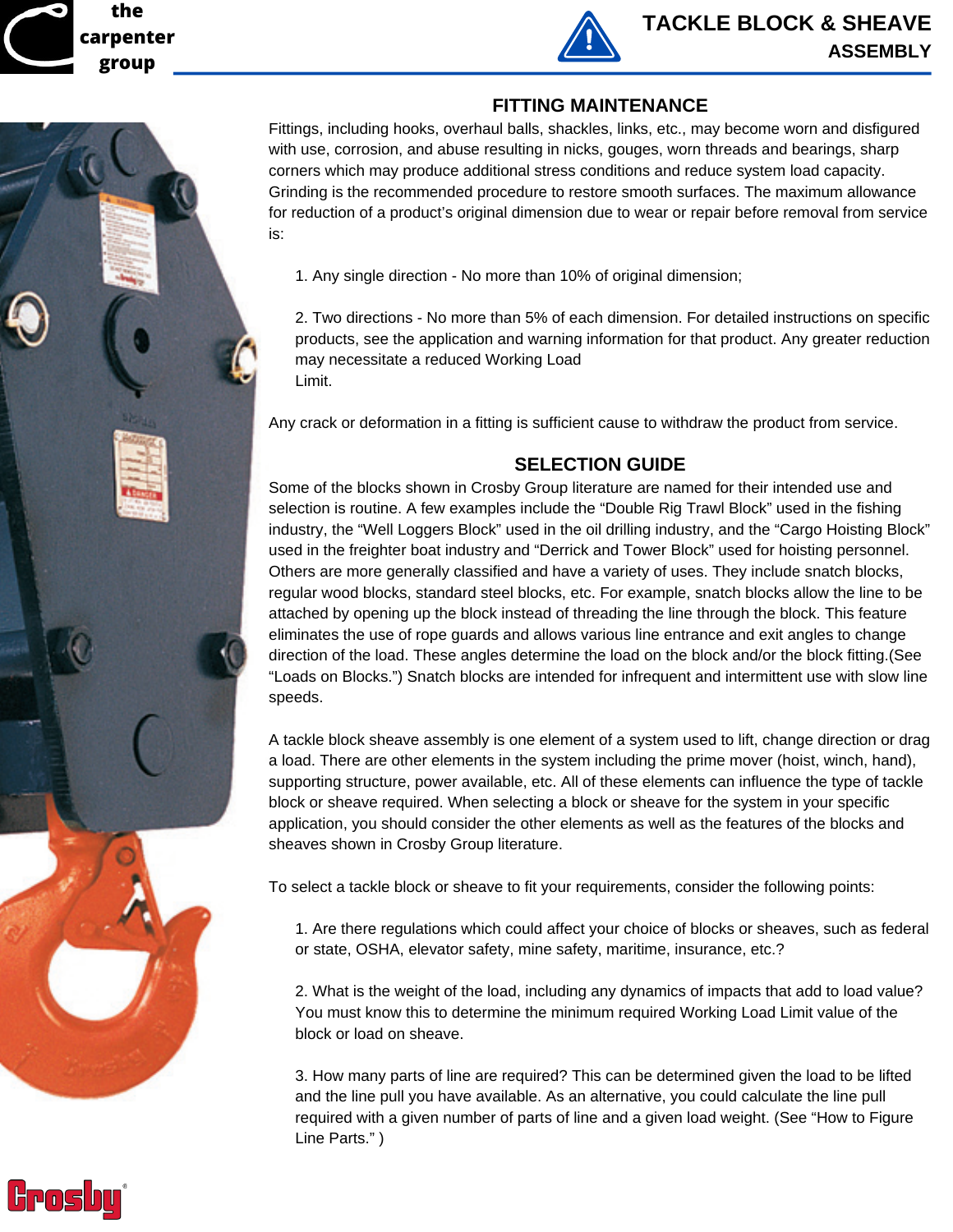## FITTING MAINTENANCE

Fittings, including hooks, overhaul balls, shackles, links, etc., may become worn and disfigured with use, corrosion, and abuse resulting in nicks, gouges, worn threads and bearings, sharp corners which may produce additional stress conditions and reduce system load capacity. Grinding is the recommended procedure to restore smooth surfaces. The maximum allowance for reduction of a product's original dimension due to wear or repair before removal from service is:

1. Any single direction - No more than 10% of original dimension;

2. Two directions - No more than 5% of each dimension. For detailed instructions on specific products, see the application and warning information for that product. Any greater reduction may necessitate a reduced Working Load Limit.

Any crack or deformation in a fitting is sufficient cause to withdraw the product from service.

## SELECTION GUIDE

Some of the blocks shown in Crosby Group literature are named for their intended use and selection is routine. A few examples include the "Double Rig Trawl Block" used in the fishing industry, the "Well Loggers Block" used in the oil drilling industry, and the "Cargo Hoisting Block" used in the freighter boat industry and "Derrick and Tower Block" used for hoisting personnel. Others are more generally classified and have a variety of uses. They include snatch blocks, regular wood blocks, standard steel blocks, etc. For example, snatch blocks allow the line to be attached by opening up the block instead of threading the line through the block. This feature eliminates the use of rope guards and allows various line entrance and exit angles to change direction of the load. These angles determine the load on the block and/or the block fitting.(See "Loads on Blocks.") Snatch blocks are intended for infrequent and intermittent use with slow line speeds.

A tackle block sheave assembly is one element of a system used to lift, change direction or drag a load. There are other elements in the system including the prime mover (hoist, winch, hand), supporting structure, power available, etc. All of these elements can influence the type of tackle block or sheave required. When selecting a block or sheave for the system in your specific application, you should consider the other elements as well as the features of the blocks and sheaves shown in Crosby Group literature.

To select a tackle block or sheave to fit your requirements, consider the following points:

1. Are there regulations which could affect your choice of blocks or sheaves, such as federal or state, OSHA, elevator safety, mine safety, maritime, insurance, etc.?

2. What is the weight of the load, including any dynamics of impacts that add to load value? You must know this to determine the minimum required Working Load Limit value of the block or load on sheave.

3. How many parts of line are required? This can be determined given the load to be lifted and the line pull you have available. As an alternative, you could calculate the line pull required with a given number of parts of line and a given load weight. (See "How to Figure Line Parts." )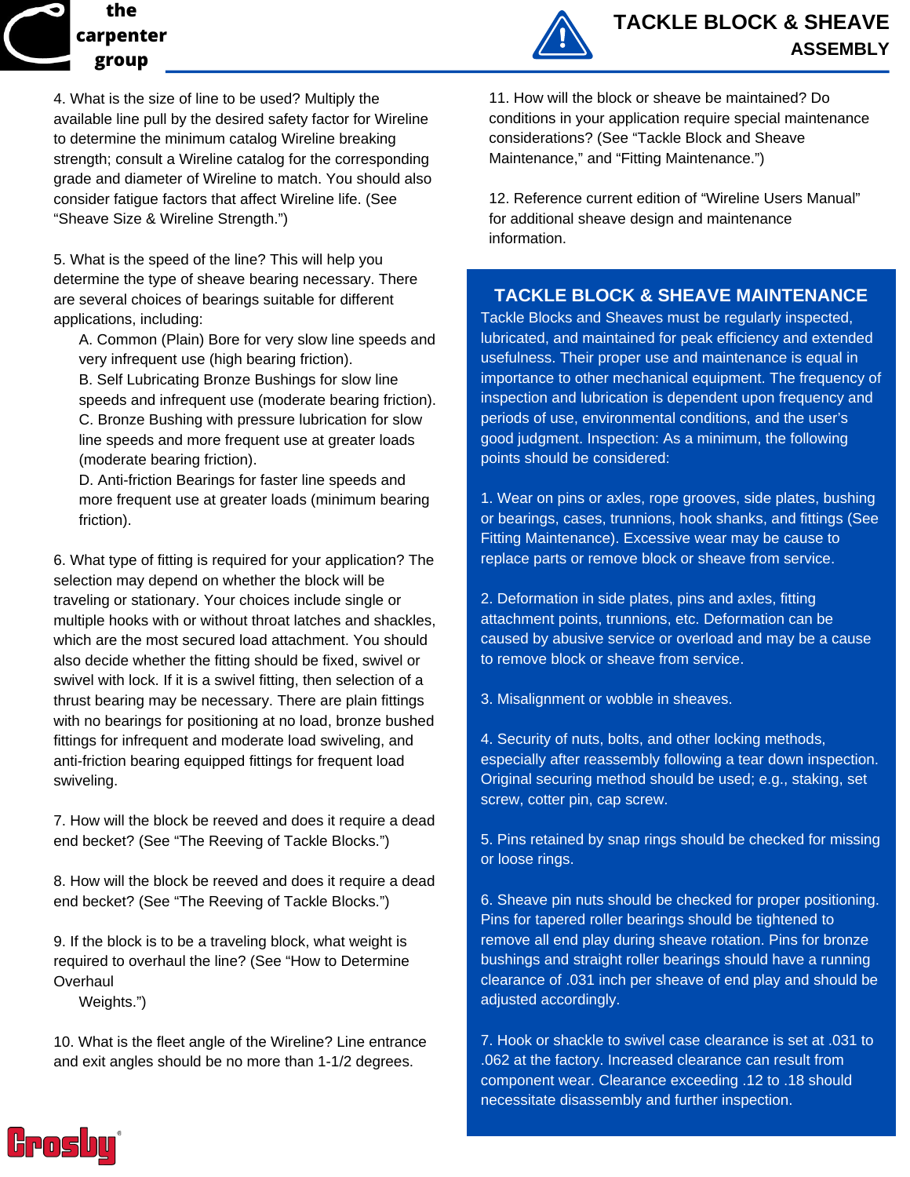4. What is the size of line to be used? Multiply the available line pull by the desired safety factor for Wireline to determine the minimum catalog Wireline breaking strength; consult a Wireline catalog for the corresponding grade and diameter of Wireline to match. You should also consider fatigue factors that affect Wireline life. (See "Sheave Size & Wireline Strength.")

5. What is the speed of the line? This will help you determine the type of sheave bearing necessary. There are several choices of bearings suitable for different applications, including:

A. Common (Plain) Bore for very slow line speeds and very infrequent use (high bearing friction).
B. Self Lubricating Bronze Bushings for slow line speeds and infrequent use (moderate bearing friction).
C. Bronze Bushing with pressure lubrication for slow line speeds and more frequent use at greater loads (moderate bearing friction).
D. Anti-friction Bearings for faster line speeds and more frequent use at greater loads (minimum bearing friction).

6. What type of fitting is required for your application? The selection may depend on whether the block will be traveling or stationary. Your choices include single or multiple hooks with or without throat latches and shackles, which are the most secured load attachment. You should also decide whether the fitting should be fixed, swivel or swivel with lock. If it is a swivel fitting, then selection of a thrust bearing may be necessary. There are plain fittings with no bearings for positioning at no load, bronze bushed fittings for infrequent and moderate load swiveling, and anti-friction bearing equipped fittings for frequent load swiveling.

7. How will the block be reeved and does it require a dead end becket? (See "The Reeving of Tackle Blocks.")

8. How will the block be reeved and does it require a dead end becket? (See "The Reeving of Tackle Blocks.")

9. If the block is to be a traveling block, what weight is required to overhaul the line? (See "How to Determine Overhaul Weights.")

10. What is the fleet angle of the Wireline? Line entrance and exit angles should be no more than 1-1/2 degrees.

11. How will the block or sheave be maintained? Do conditions in your application require special maintenance considerations? (See "Tackle Block and Sheave Maintenance," and "Fitting Maintenance.")

12. Reference current edition of "Wireline Users Manual" for additional sheave design and maintenance information.

## TACKLE BLOCK & SHEAVE MAINTENANCE

Tackle Blocks and Sheaves must be regularly inspected, lubricated, and maintained for peak efficiency and extended usefulness. Their proper use and maintenance is equal in importance to other mechanical equipment. The frequency of inspection and lubrication is dependent upon frequency and periods of use, environmental conditions, and the user's good judgment. Inspection: As a minimum, the following points should be considered:

1. Wear on pins or axles, rope grooves, side plates, bushing or bearings, cases, trunnions, hook shanks, and fittings (See Fitting Maintenance). Excessive wear may be cause to replace parts or remove block or sheave from service.

2. Deformation in side plates, pins and axles, fitting attachment points, trunnions, etc. Deformation can be caused by abusive service or overload and may be a cause to remove block or sheave from service.

3. Misalignment or wobble in sheaves.

4. Security of nuts, bolts, and other locking methods, especially after reassembly following a tear down inspection. Original securing method should be used; e.g., staking, set screw, cotter pin, cap screw.

5. Pins retained by snap rings should be checked for missing or loose rings.

6. Sheave pin nuts should be checked for proper positioning. Pins for tapered roller bearings should be tightened to remove all end play during sheave rotation. Pins for bronze bushings and straight roller bearings should have a running clearance of .031 inch per sheave of end play and should be adjusted accordingly.

7. Hook or shackle to swivel case clearance is set at .031 to .062 at the factory. Increased clearance can result from component wear. Clearance exceeding .12 to .18 should necessitate disassembly and further inspection.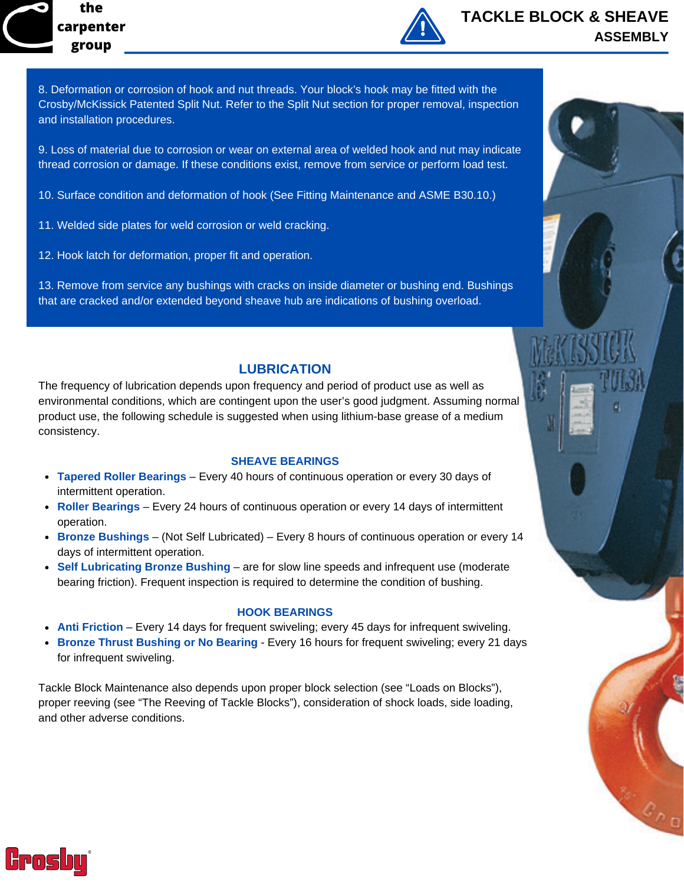8. Deformation or corrosion of hook and nut threads. Your block's hook may be fitted with the Crosby/McKissick Patented Split Nut. Refer to the Split Nut section for proper removal, inspection and installation procedures.

9. Loss of material due to corrosion or wear on external area of welded hook and nut may indicate thread corrosion or damage. If these conditions exist, remove from service or perform load test.

10. Surface condition and deformation of hook (See Fitting Maintenance and ASME B30.10.)

11. Welded side plates for weld corrosion or weld cracking.

12. Hook latch for deformation, proper fit and operation.

13. Remove from service any bushings with cracks on inside diameter or bushing end. Bushings that are cracked and/or extended beyond sheave hub are indications of bushing overload.

## LUBRICATION

The frequency of lubrication depends upon frequency and period of product use as well as environmental conditions, which are contingent upon the user's good judgment. Assuming normal product use, the following schedule is suggested when using lithium-base grease of a medium consistency.

### SHEAVE BEARINGS

- **Tapered Roller Bearings** – Every 40 hours of continuous operation or every 30 days of intermittent operation.
- **Roller Bearings** – Every 24 hours of continuous operation or every 14 days of intermittent operation.
- **Bronze Bushings** – (Not Self Lubricated) – Every 8 hours of continuous operation or every 14 days of intermittent operation.
- **Self Lubricating Bronze Bushing** – are for slow line speeds and infrequent use (moderate bearing friction). Frequent inspection is required to determine the condition of bushing.

### HOOK BEARINGS

- **Anti Friction** – Every 14 days for frequent swiveling; every 45 days for infrequent swiveling.
- **Bronze Thrust Bushing or No Bearing** - Every 16 hours for frequent swiveling; every 21 days for infrequent swiveling.

Tackle Block Maintenance also depends upon proper block selection (see "Loads on Blocks"), proper reeving (see "The Reeving of Tackle Blocks"), consideration of shock loads, side loading, and other adverse conditions.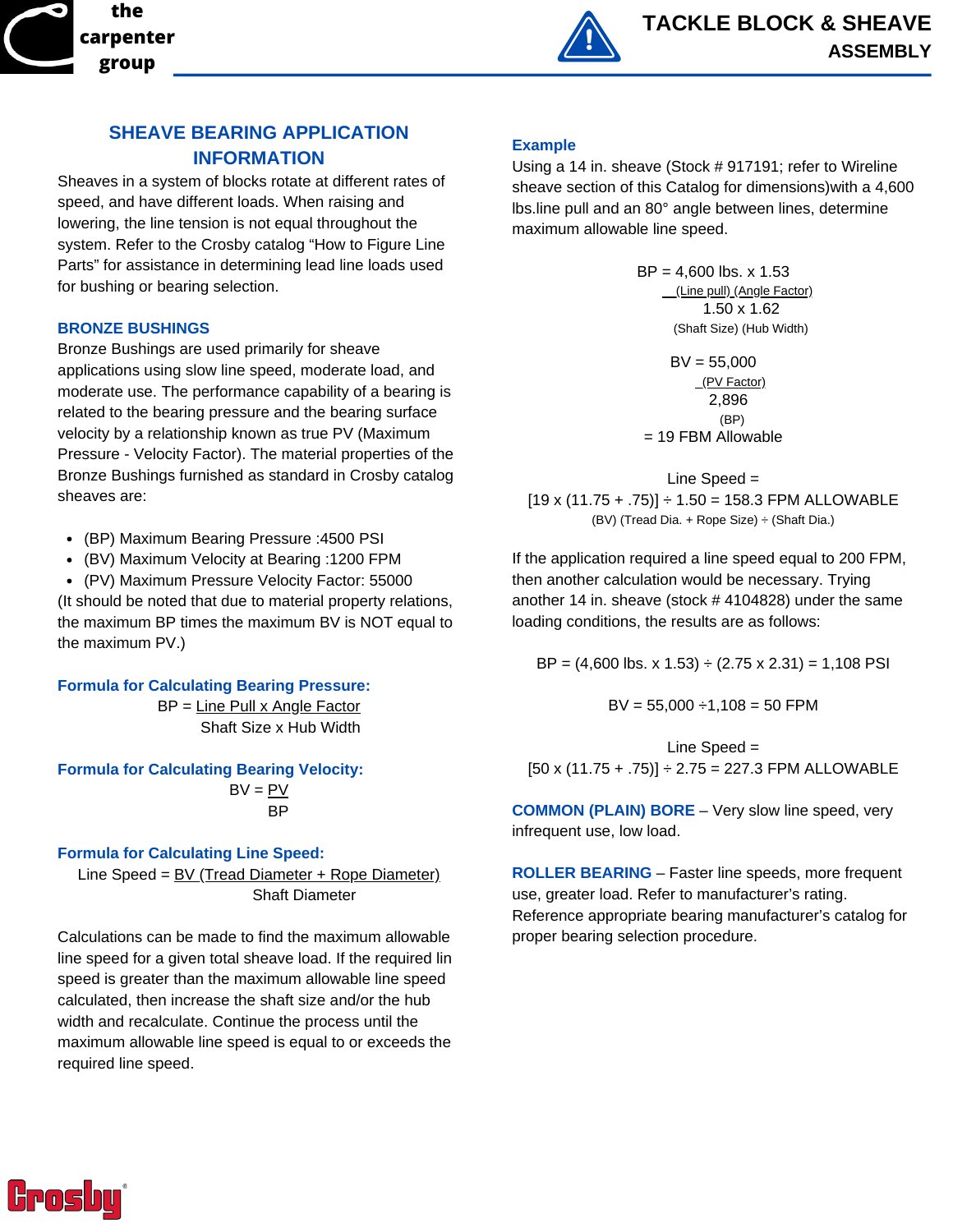## SHEAVE BEARING APPLICATION INFORMATION

Sheaves in a system of blocks rotate at different rates of speed, and have different loads. When raising and lowering, the line tension is not equal throughout the system. Refer to the Crosby catalog "How to Figure Line Parts" for assistance in determining lead line loads used for bushing or bearing selection.

### BRONZE BUSHINGS

Bronze Bushings are used primarily for sheave applications using slow line speed, moderate load, and moderate use. The performance capability of a bearing is related to the bearing pressure and the bearing surface velocity by a relationship known as true PV (Maximum Pressure - Velocity Factor). The material properties of the Bronze Bushings furnished as standard in Crosby catalog sheaves are:

- (BP) Maximum Bearing Pressure :4500 PSI
- (BV) Maximum Velocity at Bearing :1200 FPM
- (PV) Maximum Pressure Velocity Factor: 55000

(It should be noted that due to material property relations, the maximum BP times the maximum BV is NOT equal to the maximum PV.)

### Formula for Calculating Bearing Pressure:

$$BP = \frac{\text{Line Pull} \times \text{Angle Factor}}{\text{Shaft Size} \times \text{Hub Width}}$$

### Formula for Calculating Bearing Velocity:

$$BV = \frac{PV}{BP}$$

### Formula for Calculating Line Speed:

$$\text{Line Speed} = \frac{BV\ (\text{Tread Diameter} + \text{Rope Diameter})}{\text{Shaft Diameter}}$$

Calculations can be made to find the maximum allowable line speed for a given total sheave load. If the required lin speed is greater than the maximum allowable line speed calculated, then increase the shaft size and/or the hub width and recalculate. Continue the process until the maximum allowable line speed is equal to or exceeds the required line speed.

### Example

Using a 14 in. sheave (Stock # 917191; refer to Wireline sheave section of this Catalog for dimensions)with a 4,600 lbs.line pull and an 80° angle between lines, determine maximum allowable line speed.

$$BP = \frac{4{,}600 \text{ lbs.} \times 1.53}{1.50 \times 1.62} \quad \frac{(\text{Line pull})\ (\text{Angle Factor})}{(\text{Shaft Size})\ (\text{Hub Width})}$$

$$BV = \frac{55{,}000}{2{,}896} \quad \frac{(\text{PV Factor})}{(\text{BP})}$$

= 19 FBM Allowable

Line Speed =

$$[19 \times (11.75 + .75)] \div 1.50 = 158.3 \text{ FPM ALLOWABLE}$$

(BV) (Tread Dia. + Rope Size) ÷ (Shaft Dia.)

If the application required a line speed equal to 200 FPM, then another calculation would be necessary. Trying another 14 in. sheave (stock # 4104828) under the same loading conditions, the results are as follows:

$$BP = (4{,}600 \text{ lbs.} \times 1.53) \div (2.75 \times 2.31) = 1{,}108 \text{ PSI}$$

$$BV = 55{,}000 \div 1{,}108 = 50 \text{ FPM}$$

Line Speed =

$$[50 \times (11.75 + .75)] \div 2.75 = 227.3 \text{ FPM ALLOWABLE}$$

**COMMON (PLAIN) BORE** – Very slow line speed, very infrequent use, low load.

**ROLLER BEARING** – Faster line speeds, more frequent use, greater load. Refer to manufacturer's rating. Reference appropriate bearing manufacturer's catalog for proper bearing selection procedure.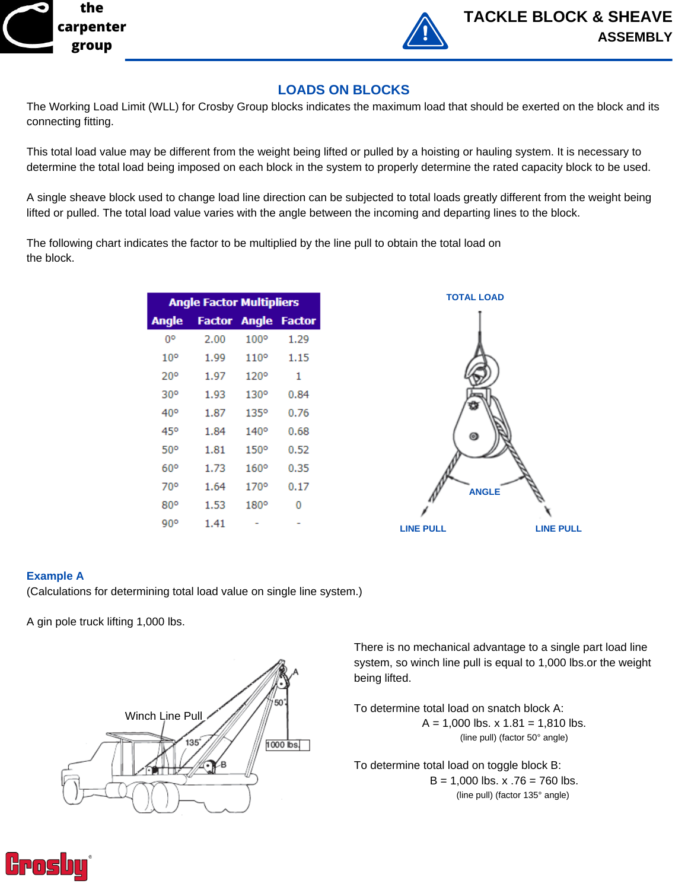## LOADS ON BLOCKS

The Working Load Limit (WLL) for Crosby Group blocks indicates the maximum load that should be exerted on the block and its connecting fitting.

This total load value may be different from the weight being lifted or pulled by a hoisting or hauling system. It is necessary to determine the total load being imposed on each block in the system to properly determine the rated capacity block to be used.

A single sheave block used to change load line direction can be subjected to total loads greatly different from the weight being lifted or pulled. The total load value varies with the angle between the incoming and departing lines to the block.

The following chart indicates the factor to be multiplied by the line pull to obtain the total load on the block.

| Angle Factor Multipliers | | | |
|---|---|---|---|
| **Angle** | **Factor** | **Angle** | **Factor** |
| 0° | 2.00 | 100° | 1.29 |
| 10° | 1.99 | 110° | 1.15 |
| 20° | 1.97 | 120° | 1 |
| 30° | 1.93 | 130° | 0.84 |
| 40° | 1.87 | 135° | 0.76 |
| 45° | 1.84 | 140° | 0.68 |
| 50° | 1.81 | 150° | 0.52 |
| 60° | 1.73 | 160° | 0.35 |
| 70° | 1.64 | 170° | 0.17 |
| 80° | 1.53 | 180° | 0 |
| 90° | 1.41 | - | - |

TOTAL LOAD

ANGLE

LINE PULL LINE PULL

### Example A

(Calculations for determining total load value on single line system.)

A gin pole truck lifting 1,000 lbs.

Winch Line Pull 135° 50° A B 1000 lbs.

There is no mechanical advantage to a single part load line system, so winch line pull is equal to 1,000 lbs.or the weight being lifted.

To determine total load on snatch block A:

A = 1,000 lbs. x 1.81 = 1,810 lbs.
(line pull) (factor 50° angle)

To determine total load on toggle block B:

B = 1,000 lbs. x .76 = 760 lbs.
(line pull) (factor 135° angle)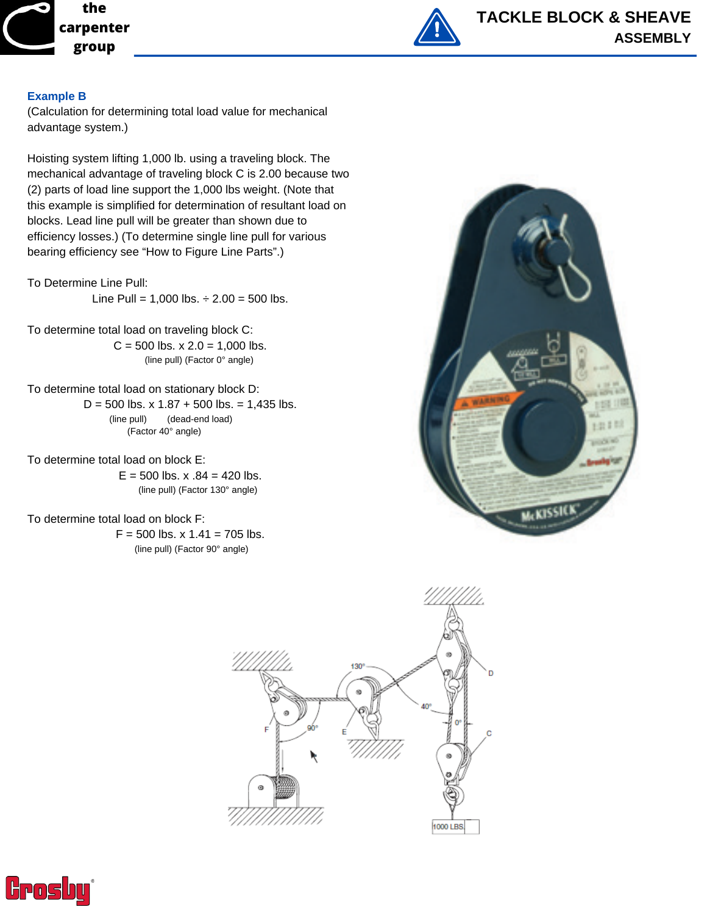## Example B

(Calculation for determining total load value for mechanical advantage system.)

Hoisting system lifting 1,000 lb. using a traveling block. The mechanical advantage of traveling block C is 2.00 because two (2) parts of load line support the 1,000 lbs weight. (Note that this example is simplified for determination of resultant load on blocks. Lead line pull will be greater than shown due to efficiency losses.) (To determine single line pull for various bearing efficiency see “How to Figure Line Parts”.)

To Determine Line Pull:

Line Pull = 1,000 lbs. ÷ 2.00 = 500 lbs.

To determine total load on traveling block C:

C = 500 lbs. x 2.0 = 1,000 lbs.
(line pull) (Factor 0° angle)

To determine total load on stationary block D:

D = 500 lbs. x 1.87 + 500 lbs. = 1,435 lbs.
(line pull) (dead-end load)
(Factor 40° angle)

To determine total load on block E:

E = 500 lbs. x .84 = 420 lbs.
(line pull) (Factor 130° angle)

To determine total load on block F:

F = 500 lbs. x 1.41 = 705 lbs.
(line pull) (Factor 90° angle)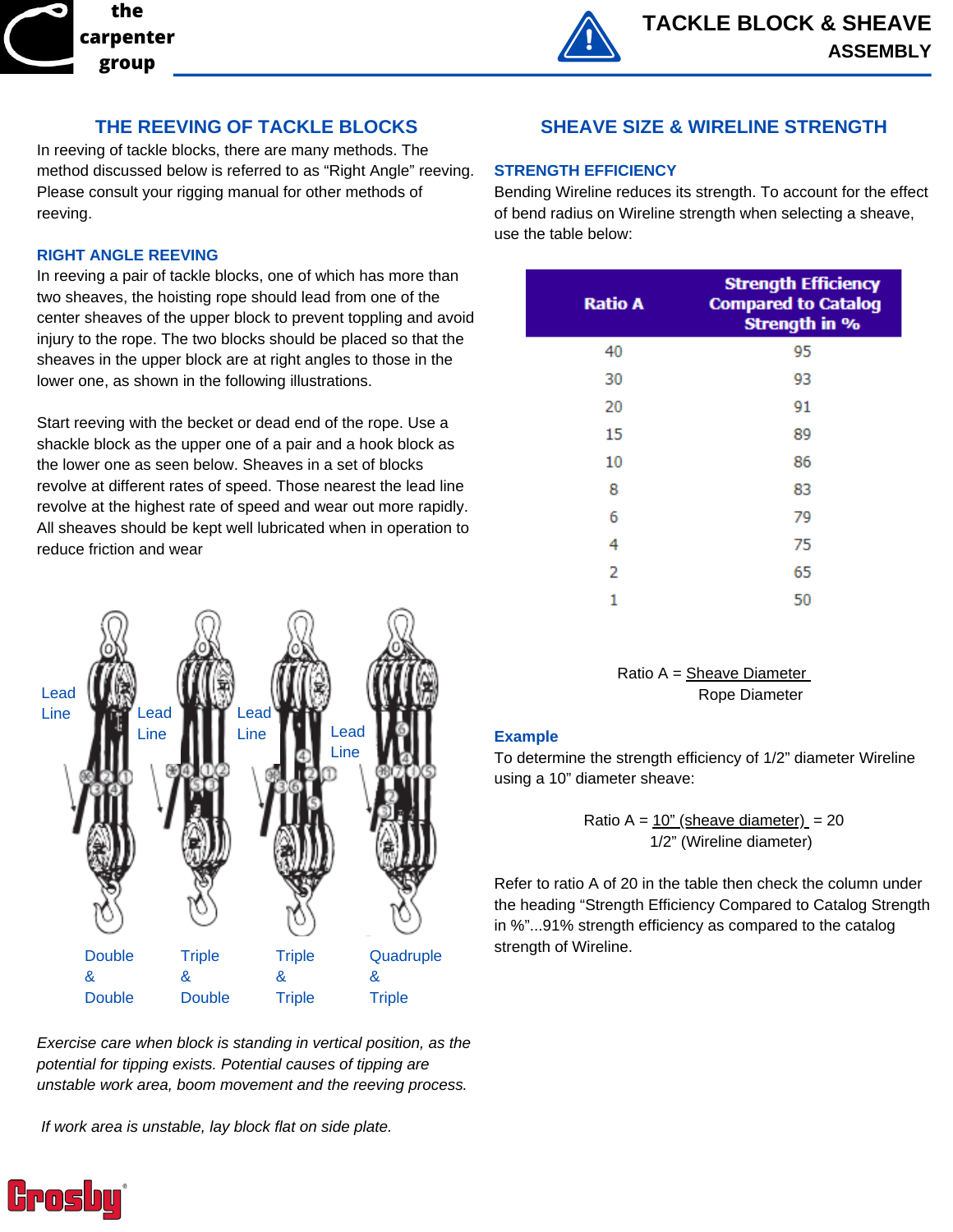# TACKLE BLOCK & SHEAVE ASSEMBLY

## THE REEVING OF TACKLE BLOCKS

In reeving of tackle blocks, there are many methods. The method discussed below is referred to as "Right Angle" reeving. Please consult your rigging manual for other methods of reeving.

### RIGHT ANGLE REEVING

In reeving a pair of tackle blocks, one of which has more than two sheaves, the hoisting rope should lead from one of the center sheaves of the upper block to prevent toppling and avoid injury to the rope. The two blocks should be placed so that the sheaves in the upper block are at right angles to those in the lower one, as shown in the following illustrations.

Start reeving with the becket or dead end of the rope. Use a shackle block as the upper one of a pair and a hook block as the lower one as seen below. Sheaves in a set of blocks revolve at different rates of speed. Those nearest the lead line revolve at the highest rate of speed and wear out more rapidly. All sheaves should be kept well lubricated when in operation to reduce friction and wear

Lead Line | Lead Line | Lead Line | Lead Line

Double & Double | Triple & Double | Triple & Triple | Quadruple & Triple

*Exercise care when block is standing in vertical position, as the potential for tipping exists. Potential causes of tipping are unstable work area, boom movement and the reeving process.*

*If work area is unstable, lay block flat on side plate.*

## SHEAVE SIZE & WIRELINE STRENGTH

### STRENGTH EFFICIENCY

Bending Wireline reduces its strength. To account for the effect of bend radius on Wireline strength when selecting a sheave, use the table below:

| Ratio A | Strength Efficiency Compared to Catalog Strength in % |
|---|---|
| 40 | 95 |
| 30 | 93 |
| 20 | 91 |
| 15 | 89 |
| 10 | 86 |
| 8 | 83 |
| 6 | 79 |
| 4 | 75 |
| 2 | 65 |
| 1 | 50 |

$$\text{Ratio A} = \frac{\text{Sheave Diameter}}{\text{Rope Diameter}}$$

### Example

To determine the strength efficiency of 1/2" diameter Wireline using a 10" diameter sheave:

$$\text{Ratio A} = \frac{10\text{" (sheave diameter)}}{1/2\text{" (Wireline diameter)}} = 20$$

Refer to ratio A of 20 in the table then check the column under the heading "Strength Efficiency Compared to Catalog Strength in %"...91% strength efficiency as compared to the catalog strength of Wireline.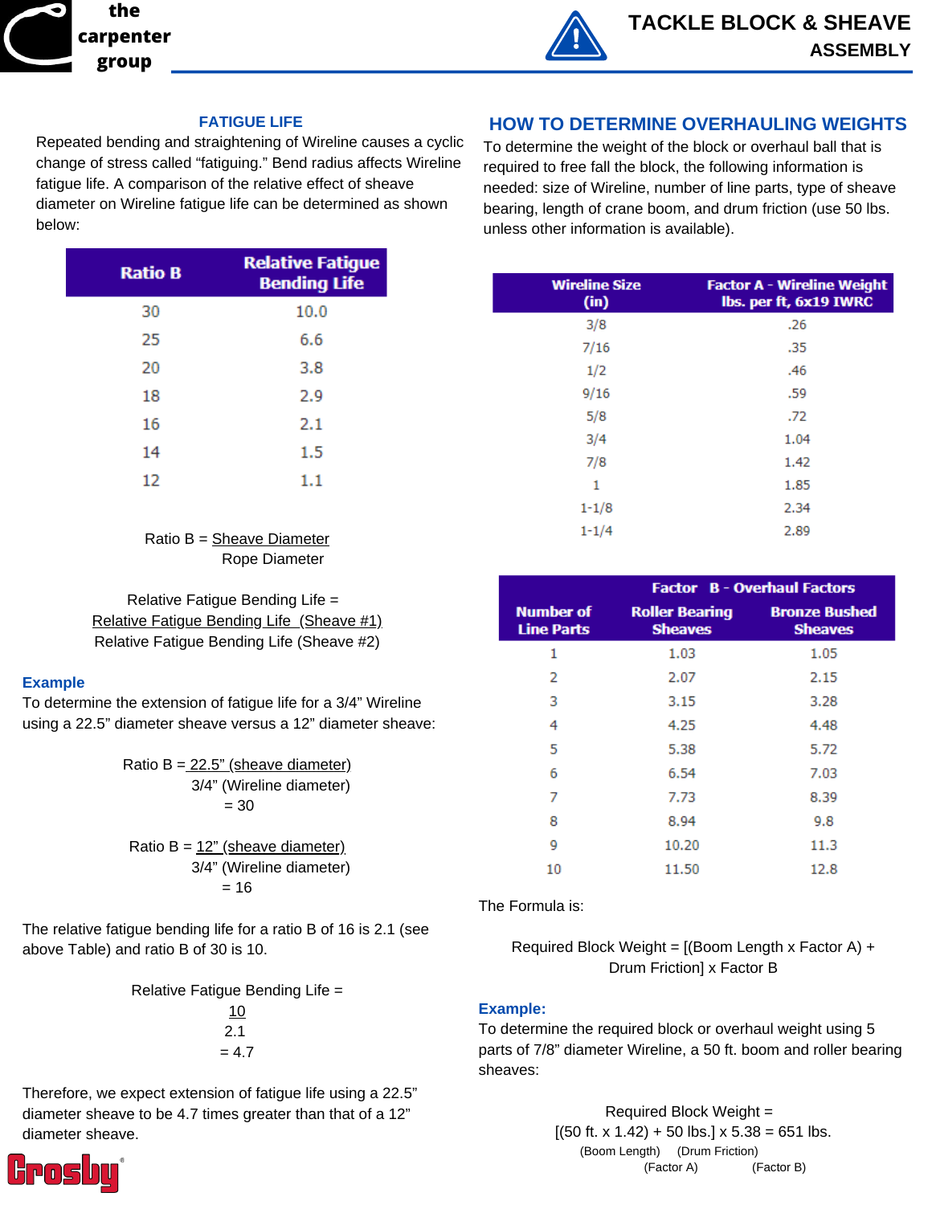# TACKLE BLOCK & SHEAVE ASSEMBLY

## FATIGUE LIFE

Repeated bending and straightening of Wireline causes a cyclic change of stress called "fatiguing." Bend radius affects Wireline fatigue life. A comparison of the relative effect of sheave diameter on Wireline fatigue life can be determined as shown below:

| Ratio B | Relative Fatigue Bending Life |
|---|---|
| 30 | 10.0 |
| 25 | 6.6 |
| 20 | 3.8 |
| 18 | 2.9 |
| 16 | 2.1 |
| 14 | 1.5 |
| 12 | 1.1 |

$$\text{Ratio B} = \frac{\text{Sheave Diameter}}{\text{Rope Diameter}}$$

$$\text{Relative Fatigue Bending Life} = \frac{\text{Relative Fatigue Bending Life (Sheave \#1)}}{\text{Relative Fatigue Bending Life (Sheave \#2)}}$$

### Example

To determine the extension of fatigue life for a 3/4" Wireline using a 22.5" diameter sheave versus a 12" diameter sheave:

$$\text{Ratio B} = \frac{\text{22.5" (sheave diameter)}}{\text{3/4" (Wireline diameter)}} = 30$$

$$\text{Ratio B} = \frac{\text{12" (sheave diameter)}}{\text{3/4" (Wireline diameter)}} = 16$$

The relative fatigue bending life for a ratio B of 16 is 2.1 (see above Table) and ratio B of 30 is 10.

$$\text{Relative Fatigue Bending Life} = \frac{10}{2.1} = 4.7$$

Therefore, we expect extension of fatigue life using a 22.5" diameter sheave to be 4.7 times greater than that of a 12" diameter sheave.

## HOW TO DETERMINE OVERHAULING WEIGHTS

To determine the weight of the block or overhaul ball that is required to free fall the block, the following information is needed: size of Wireline, number of line parts, type of sheave bearing, length of crane boom, and drum friction (use 50 lbs. unless other information is available).

| Wireline Size (in) | Factor A - Wireline Weight lbs. per ft, 6x19 IWRC |
|---|---|
| 3/8 | .26 |
| 7/16 | .35 |
| 1/2 | .46 |
| 9/16 | .59 |
| 5/8 | .72 |
| 3/4 | 1.04 |
| 7/8 | 1.42 |
| 1 | 1.85 |
| 1-1/8 | 2.34 |
| 1-1/4 | 2.89 |

| Number of Line Parts | Factor B - Overhaul Factors | |
|---|---|---|
| | Roller Bearing Sheaves | Bronze Bushed Sheaves |
| 1 | 1.03 | 1.05 |
| 2 | 2.07 | 2.15 |
| 3 | 3.15 | 3.28 |
| 4 | 4.25 | 4.48 |
| 5 | 5.38 | 5.72 |
| 6 | 6.54 | 7.03 |
| 7 | 7.73 | 8.39 |
| 8 | 8.94 | 9.8 |
| 9 | 10.20 | 11.3 |
| 10 | 11.50 | 12.8 |

The Formula is:

Required Block Weight = [(Boom Length x Factor A) + Drum Friction] x Factor B

### Example:

To determine the required block or overhaul weight using 5 parts of 7/8" diameter Wireline, a 50 ft. boom and roller bearing sheaves:

Required Block Weight =
[(50 ft. x 1.42) + 50 lbs.] x 5.38 = 651 lbs.

(Boom Length) (Drum Friction)
(Factor A) (Factor B)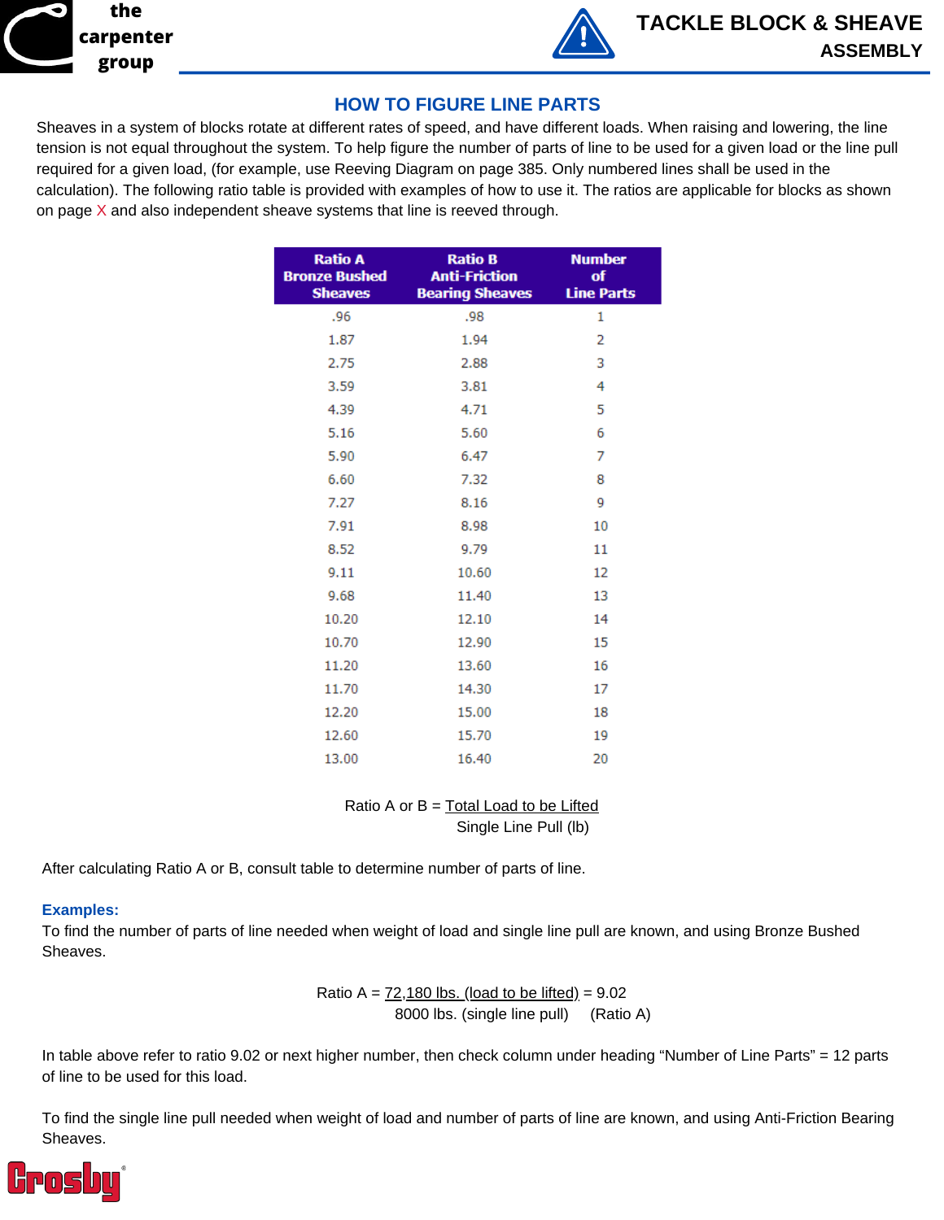## HOW TO FIGURE LINE PARTS

Sheaves in a system of blocks rotate at different rates of speed, and have different loads. When raising and lowering, the line tension is not equal throughout the system. To help figure the number of parts of line to be used for a given load or the line pull required for a given load, (for example, use Reeving Diagram on page 385. Only numbered lines shall be used in the calculation). The following ratio table is provided with examples of how to use it. The ratios are applicable for blocks as shown on page X and also independent sheave systems that line is reeved through.

| Ratio A Bronze Bushed Sheaves | Ratio B Anti-Friction Bearing Sheaves | Number of Line Parts |
|---|---|---|
| .96 | .98 | 1 |
| 1.87 | 1.94 | 2 |
| 2.75 | 2.88 | 3 |
| 3.59 | 3.81 | 4 |
| 4.39 | 4.71 | 5 |
| 5.16 | 5.60 | 6 |
| 5.90 | 6.47 | 7 |
| 6.60 | 7.32 | 8 |
| 7.27 | 8.16 | 9 |
| 7.91 | 8.98 | 10 |
| 8.52 | 9.79 | 11 |
| 9.11 | 10.60 | 12 |
| 9.68 | 11.40 | 13 |
| 10.20 | 12.10 | 14 |
| 10.70 | 12.90 | 15 |
| 11.20 | 13.60 | 16 |
| 11.70 | 14.30 | 17 |
| 12.20 | 15.00 | 18 |
| 12.60 | 15.70 | 19 |
| 13.00 | 16.40 | 20 |

$$\text{Ratio A or B} = \frac{\text{Total Load to be Lifted}}{\text{Single Line Pull (lb)}}$$

After calculating Ratio A or B, consult table to determine number of parts of line.

**Examples:**

To find the number of parts of line needed when weight of load and single line pull are known, and using Bronze Bushed Sheaves.

$$\text{Ratio A} = \frac{\text{72,180 lbs. (load to be lifted)}}{\text{8000 lbs. (single line pull)}} = 9.02 \text{ (Ratio A)}$$

In table above refer to ratio 9.02 or next higher number, then check column under heading "Number of Line Parts" = 12 parts of line to be used for this load.

To find the single line pull needed when weight of load and number of parts of line are known, and using Anti-Friction Bearing Sheaves.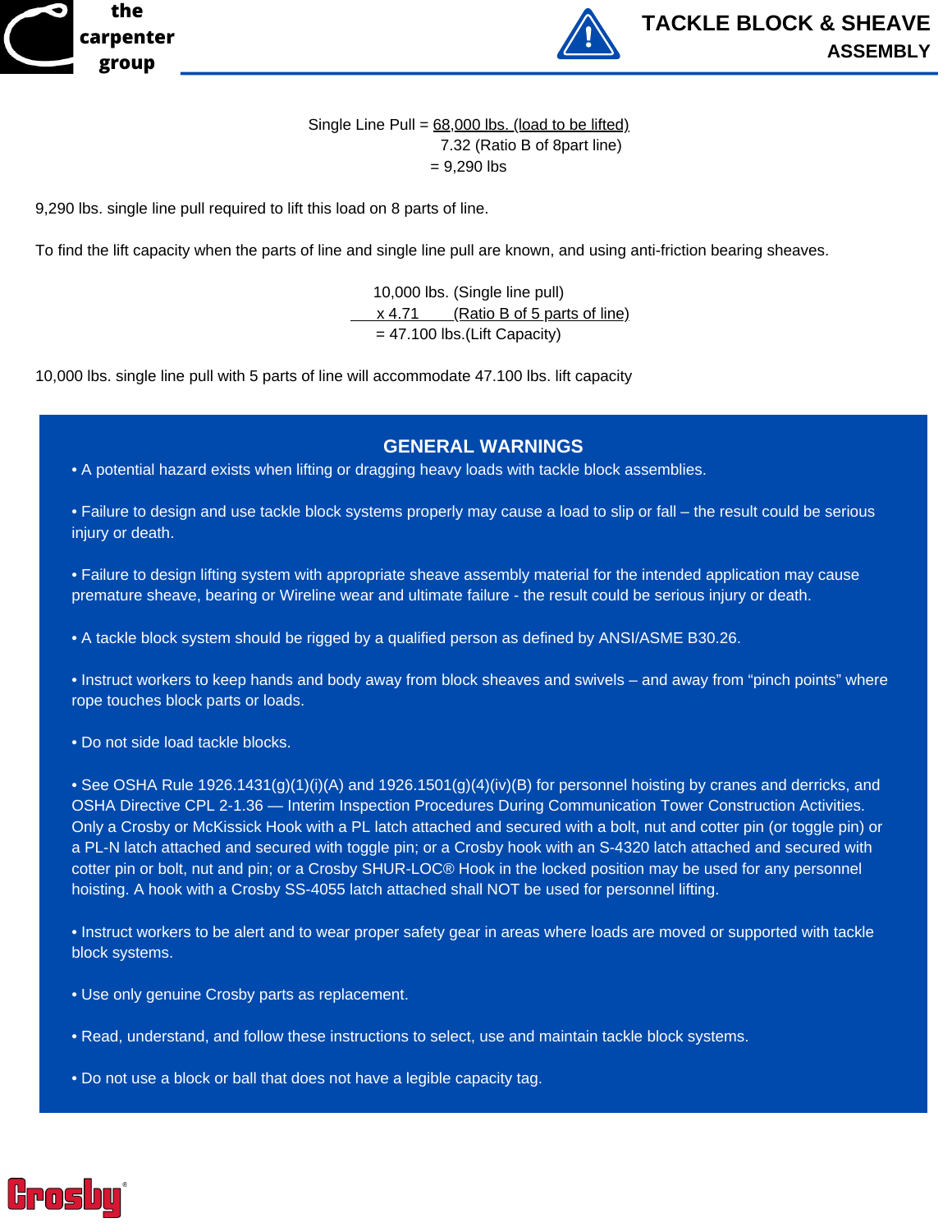Single Line Pull = 68,000 lbs. (load to be lifted)
7.32 (Ratio B of 8part line)
= 9,290 lbs

9,290 lbs. single line pull required to lift this load on 8 parts of line.

To find the lift capacity when the parts of line and single line pull are known, and using anti-friction bearing sheaves.

10,000 lbs. (Single line pull)
x 4.71 (Ratio B of 5 parts of line)
= 47.100 lbs.(Lift Capacity)

10,000 lbs. single line pull with 5 parts of line will accommodate 47.100 lbs. lift capacity

## GENERAL WARNINGS

- A potential hazard exists when lifting or dragging heavy loads with tackle block assemblies.
- Failure to design and use tackle block systems properly may cause a load to slip or fall – the result could be serious injury or death.
- Failure to design lifting system with appropriate sheave assembly material for the intended application may cause premature sheave, bearing or Wireline wear and ultimate failure - the result could be serious injury or death.
- A tackle block system should be rigged by a qualified person as defined by ANSI/ASME B30.26.
- Instruct workers to keep hands and body away from block sheaves and swivels – and away from "pinch points" where rope touches block parts or loads.
- Do not side load tackle blocks.
- See OSHA Rule 1926.1431(g)(1)(i)(A) and 1926.1501(g)(4)(iv)(B) for personnel hoisting by cranes and derricks, and OSHA Directive CPL 2-1.36 — Interim Inspection Procedures During Communication Tower Construction Activities. Only a Crosby or McKissick Hook with a PL latch attached and secured with a bolt, nut and cotter pin (or toggle pin) or a PL-N latch attached and secured with toggle pin; or a Crosby hook with an S-4320 latch attached and secured with cotter pin or bolt, nut and pin; or a Crosby SHUR-LOC® Hook in the locked position may be used for any personnel hoisting. A hook with a Crosby SS-4055 latch attached shall NOT be used for personnel lifting.
- Instruct workers to be alert and to wear proper safety gear in areas where loads are moved or supported with tackle block systems.
- Use only genuine Crosby parts as replacement.
- Read, understand, and follow these instructions to select, use and maintain tackle block systems.
- Do not use a block or ball that does not have a legible capacity tag.